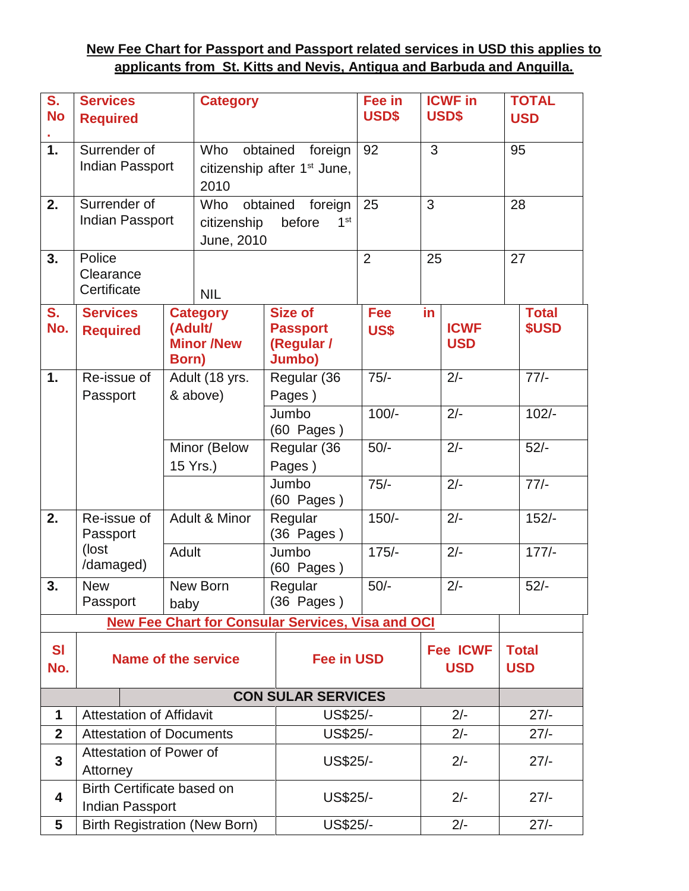**New Fee Chart for Passport and Passport related services in USD this applies to applicants from St. Kitts and Nevis, Antigua and Barbuda and Anguilla.**

| S. No. | Services Required | Category | Fee in USD$ | ICWF in USD$ | TOTAL USD |
|---|---|---|---|---|---|
| 1. | Surrender of Indian Passport | Who obtained foreign citizenship after 1st June, 2010 | 92 | 3 | 95 |
| 2. | Surrender of Indian Passport | Who obtained foreign citizenship before 1st June, 2010 | 25 | 3 | 28 |
| 3. | Police Clearance Certificate | NIL | 2 | 25 | 27 |

| S. No. | Services Required | Category (Adult/ Minor /New Born) | Size of Passport (Regular / Jumbo) | Fee in US$ | ICWF USD | Total $USD |
|---|---|---|---|---|---|---|
| 1. | Re-issue of Passport | Adult (18 yrs. & above) | Regular (36 Pages ) | 75/- | 2/- | 77/- |
| | | | Jumbo (60 Pages ) | 100/- | 2/- | 102/- |
| | | Minor (Below 15 Yrs.) | Regular (36 Pages ) | 50/- | 2/- | 52/- |
| | | | Jumbo (60 Pages ) | 75/- | 2/- | 77/- |
| 2. | Re-issue of Passport (lost /damaged) | Adult & Minor | Regular (36 Pages ) | 150/- | 2/- | 152/- |
| | | Adult | Jumbo (60 Pages ) | 175/- | 2/- | 177/- |
| 3. | New Passport | New Born baby | Regular (36 Pages ) | 50/- | 2/- | 52/- |

**New Fee Chart for Consular Services, Visa and OCI**

| Sl No. | Name of the service | Fee in USD | Fee ICWF USD | Total USD |
|---|---|---|---|---|
| | **CON SULAR SERVICES** | | | |
| 1 | Attestation of Affidavit | US$25/- | 2/- | 27/- |
| 2 | Attestation of Documents | US$25/- | 2/- | 27/- |
| 3 | Attestation of Power of Attorney | US$25/- | 2/- | 27/- |
| 4 | Birth Certificate based on Indian Passport | US$25/- | 2/- | 27/- |
| 5 | Birth Registration (New Born) | US$25/- | 2/- | 27/- |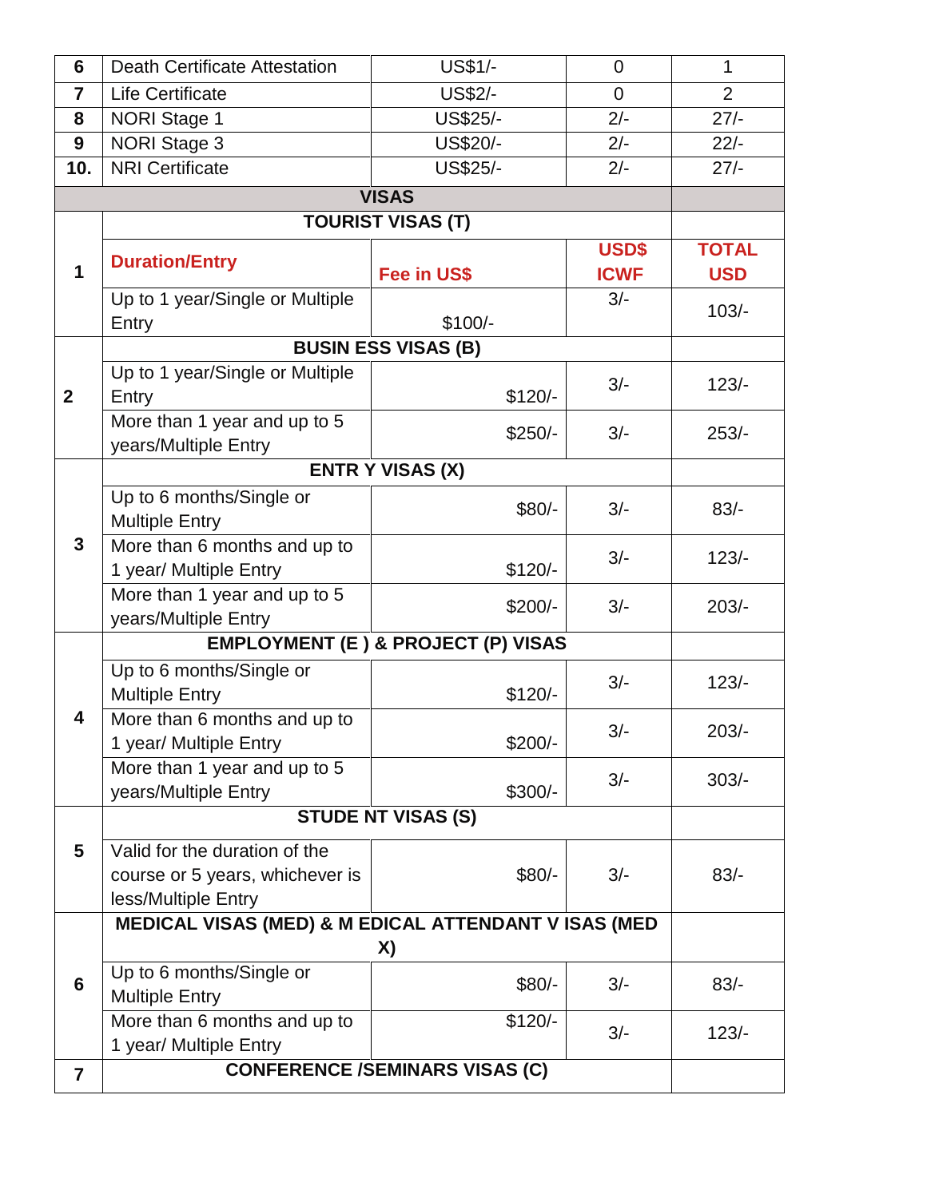| 6 | Death Certificate Attestation | US$1/- | 0 | 1 |
|---|---|---|---|---|
| 7 | Life Certificate | US$2/- | 0 | 2 |
| 8 | NORI Stage 1 | US$25/- | 2/- | 27/- |
| 9 | NORI Stage 3 | US$20/- | 2/- | 22/- |
| 10. | NRI Certificate | US$25/- | 2/- | 27/- |
| | **VISAS** | | | |
| 1 | **TOURIST VISAS (T)** | | | |
| | **Duration/Entry** | **Fee in US$** | **USD$ ICWF** | **TOTAL USD** |
| | Up to 1 year/Single or Multiple Entry | $100/- | 3/- | 103/- |
| 2 | **BUSIN ESS VISAS (B)** | | | |
| | Up to 1 year/Single or Multiple Entry | $120/- | 3/- | 123/- |
| | More than 1 year and up to 5 years/Multiple Entry | $250/- | 3/- | 253/- |
| 3 | **ENTR Y VISAS (X)** | | | |
| | Up to 6 months/Single or Multiple Entry | $80/- | 3/- | 83/- |
| | More than 6 months and up to 1 year/ Multiple Entry | $120/- | 3/- | 123/- |
| | More than 1 year and up to 5 years/Multiple Entry | $200/- | 3/- | 203/- |
| 4 | **EMPLOYMENT (E ) & PROJECT (P) VISAS** | | | |
| | Up to 6 months/Single or Multiple Entry | $120/- | 3/- | 123/- |
| | More than 6 months and up to 1 year/ Multiple Entry | $200/- | 3/- | 203/- |
| | More than 1 year and up to 5 years/Multiple Entry | $300/- | 3/- | 303/- |
| 5 | **STUDE NT VISAS (S)** | | | |
| | Valid for the duration of the course or 5 years, whichever is less/Multiple Entry | $80/- | 3/- | 83/- |
| 6 | **MEDICAL VISAS (MED) & M EDICAL ATTENDANT V ISAS (MED X)** | | | |
| | Up to 6 months/Single or Multiple Entry | $80/- | 3/- | 83/- |
| | More than 6 months and up to 1 year/ Multiple Entry | $120/- | 3/- | 123/- |
| 7 | **CONFERENCE /SEMINARS VISAS (C)** | | | |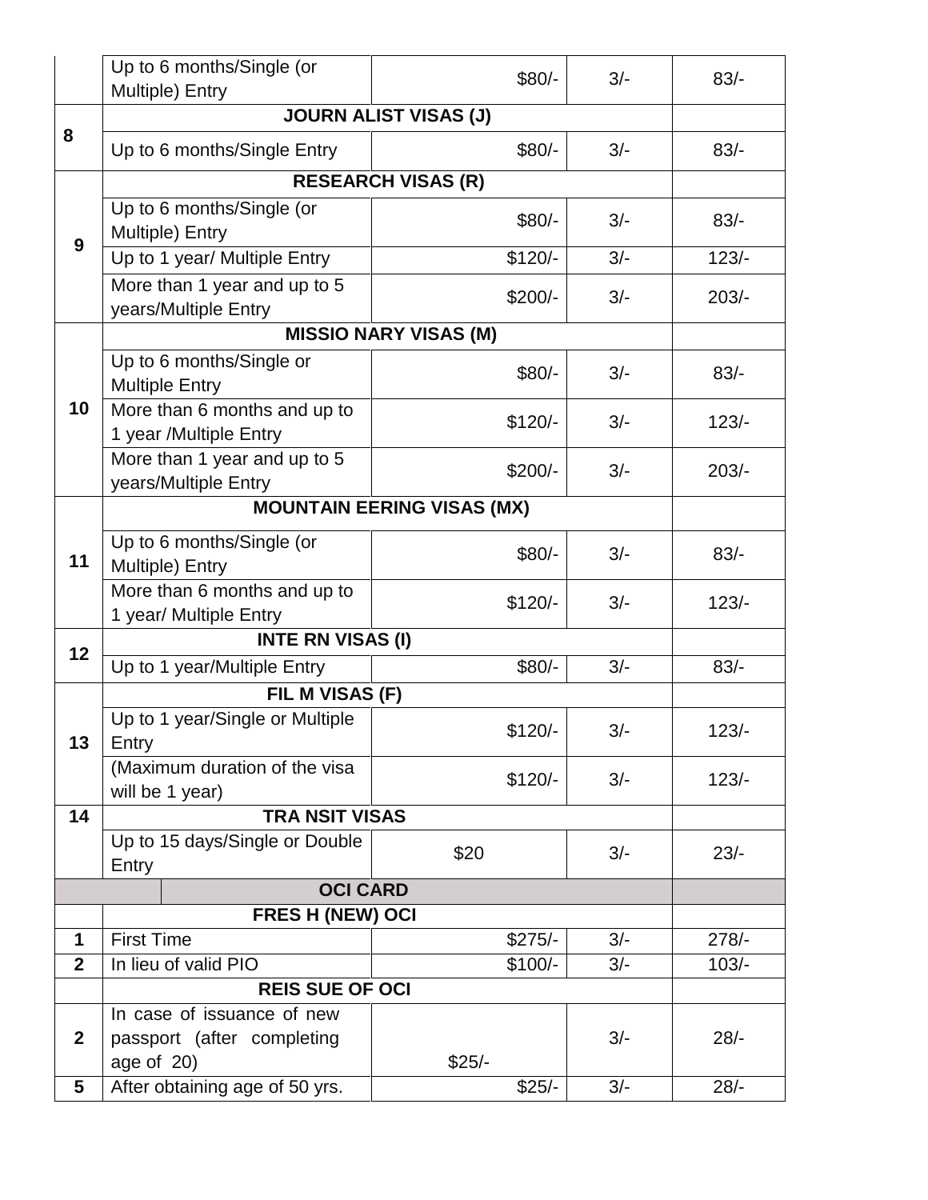| | | | | |
|---|---|---|---|---|
| | Up to 6 months/Single (or Multiple) Entry | $80/- | 3/- | 83/- |
| 8 | **JOURN ALIST VISAS (J)** | | | |
| | Up to 6 months/Single Entry | $80/- | 3/- | 83/- |
| 9 | **RESEARCH VISAS (R)** | | | |
| | Up to 6 months/Single (or Multiple) Entry | $80/- | 3/- | 83/- |
| | Up to 1 year/ Multiple Entry | $120/- | 3/- | 123/- |
| | More than 1 year and up to 5 years/Multiple Entry | $200/- | 3/- | 203/- |
| 10 | **MISSIO NARY VISAS (M)** | | | |
| | Up to 6 months/Single or Multiple Entry | $80/- | 3/- | 83/- |
| | More than 6 months and up to 1 year /Multiple Entry | $120/- | 3/- | 123/- |
| | More than 1 year and up to 5 years/Multiple Entry | $200/- | 3/- | 203/- |
| 11 | **MOUNTAIN EERING VISAS (MX)** | | | |
| | Up to 6 months/Single (or Multiple) Entry | $80/- | 3/- | 83/- |
| | More than 6 months and up to 1 year/ Multiple Entry | $120/- | 3/- | 123/- |
| 12 | **INTE RN VISAS (I)** | | | |
| | Up to 1 year/Multiple Entry | $80/- | 3/- | 83/- |
| 13 | **FIL M VISAS (F)** | | | |
| | Up to 1 year/Single or Multiple Entry | $120/- | 3/- | 123/- |
| | (Maximum duration of the visa will be 1 year) | $120/- | 3/- | 123/- |
| 14 | **TRA NSIT VISAS** | | | |
| | Up to 15 days/Single or Double Entry | $20 | 3/- | 23/- |
| | **OCI CARD** | | | |
| | **FRES H (NEW) OCI** | | | |
| 1 | First Time | $275/- | 3/- | 278/- |
| 2 | In lieu of valid PIO | $100/- | 3/- | 103/- |
| | **REIS SUE OF OCI** | | | |
| 2 | In case of issuance of new passport (after completing age of 20) | $25/- | 3/- | 28/- |
| 5 | After obtaining age of 50 yrs. | $25/- | 3/- | 28/- |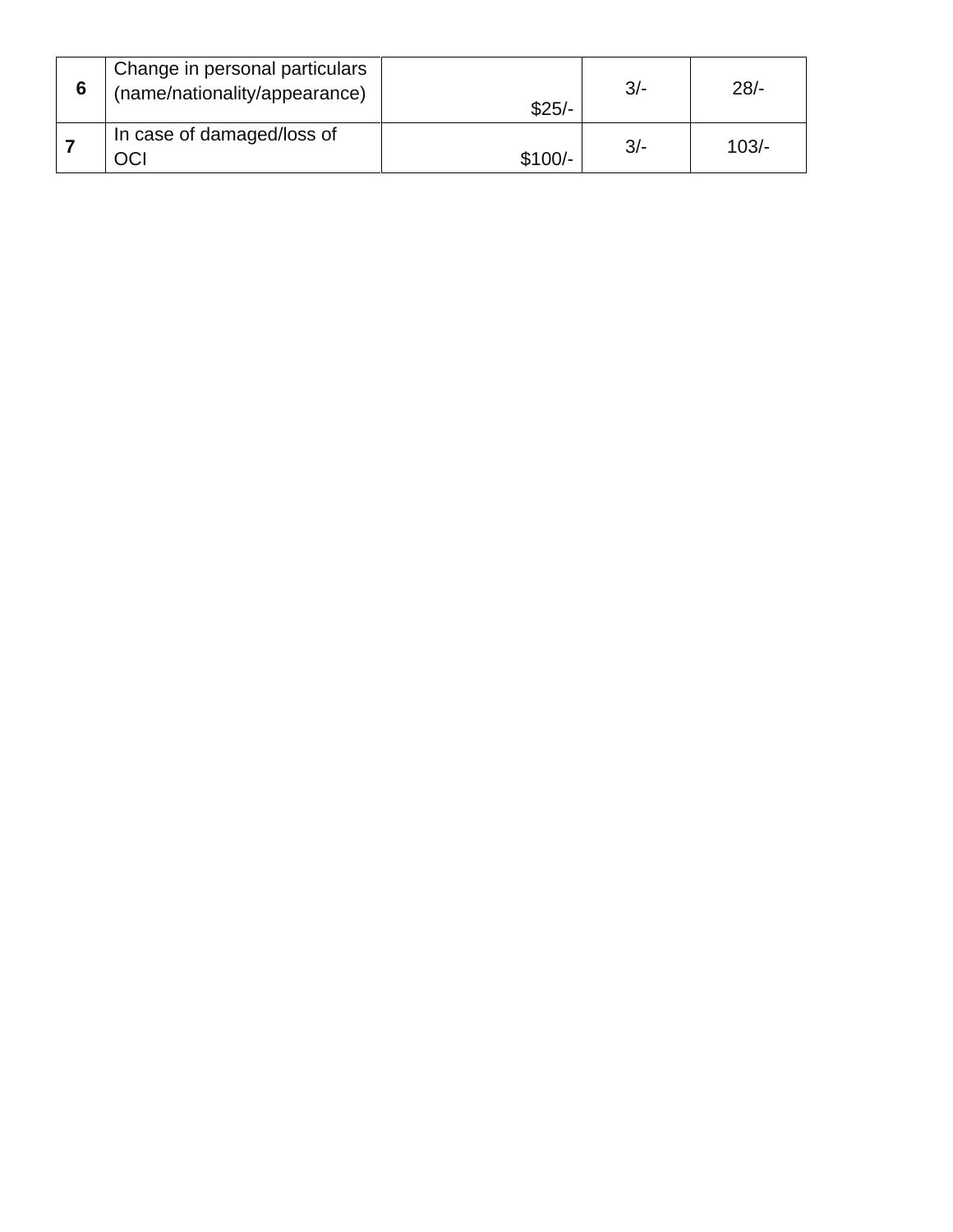| | | | | |
|---|---|---|---|---|
| **6** | Change in personal particulars (name/nationality/appearance) | $25/- | 3/- | 28/- |
| **7** | In case of damaged/loss of OCI | $100/- | 3/- | 103/- |